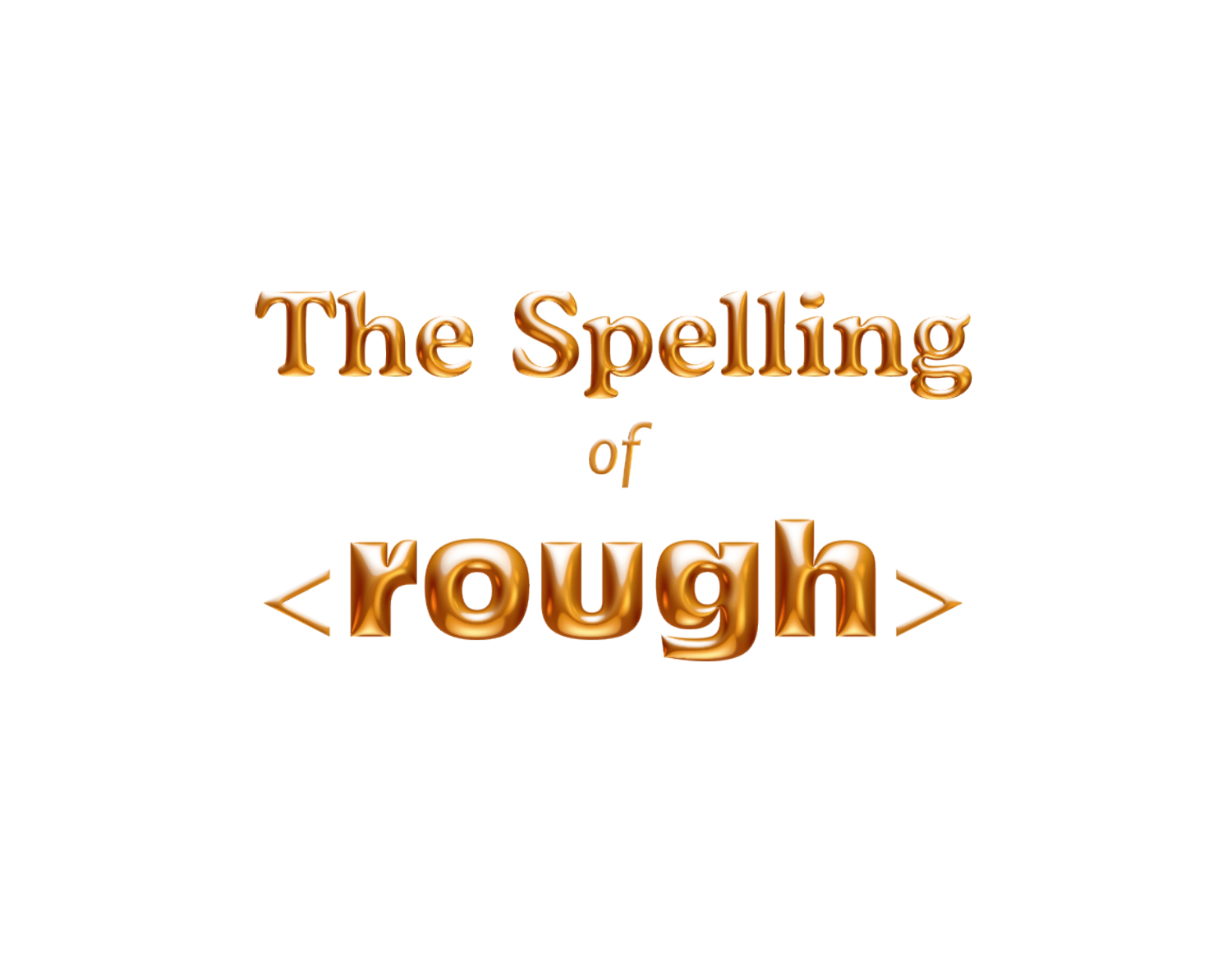# The Spelling

*of*

# <rough>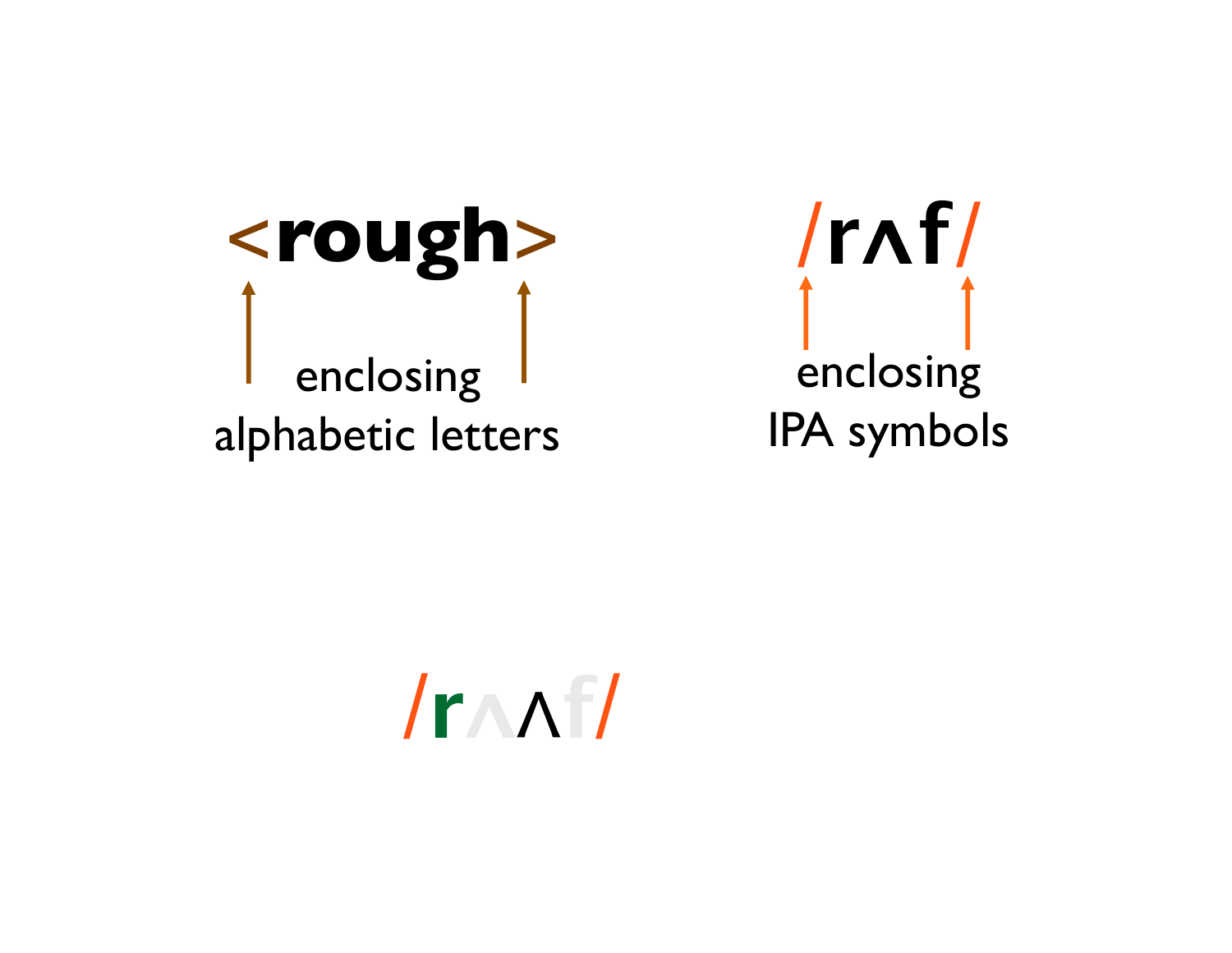<rough>

enclosing alphabetic letters

/rʌf/

enclosing IPA symbols

/rʌʌf/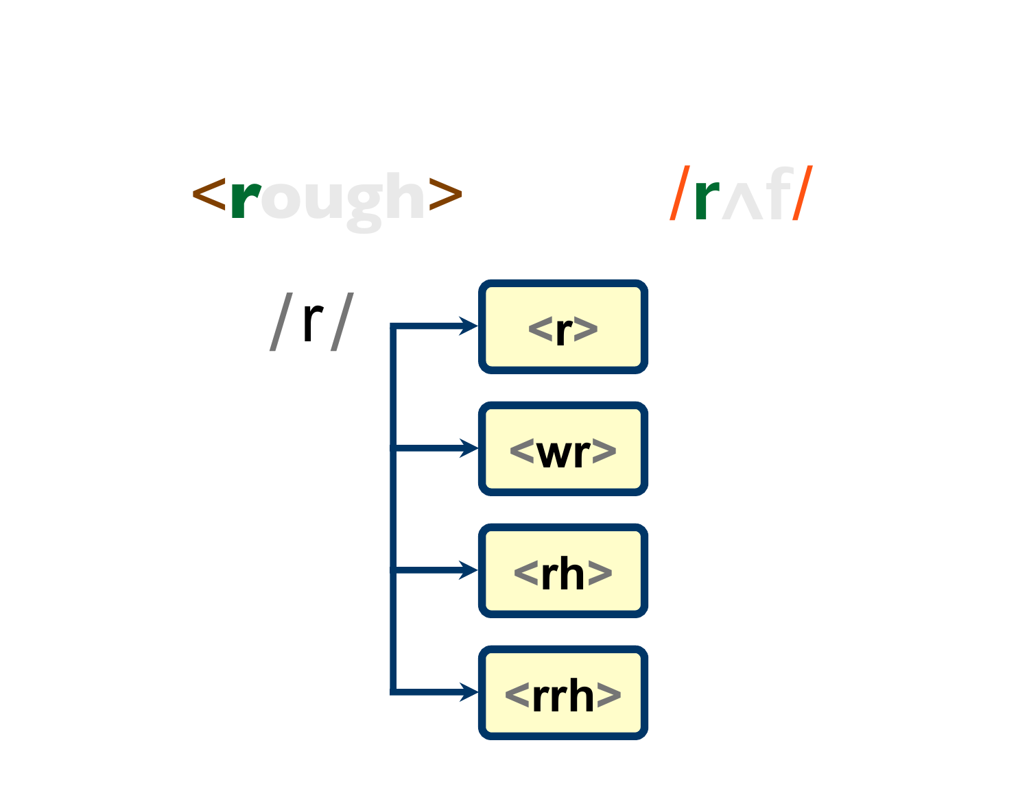<rough>

/rʌf/

/r/

- <r>
- <wr>
- <rh>
- <rrh>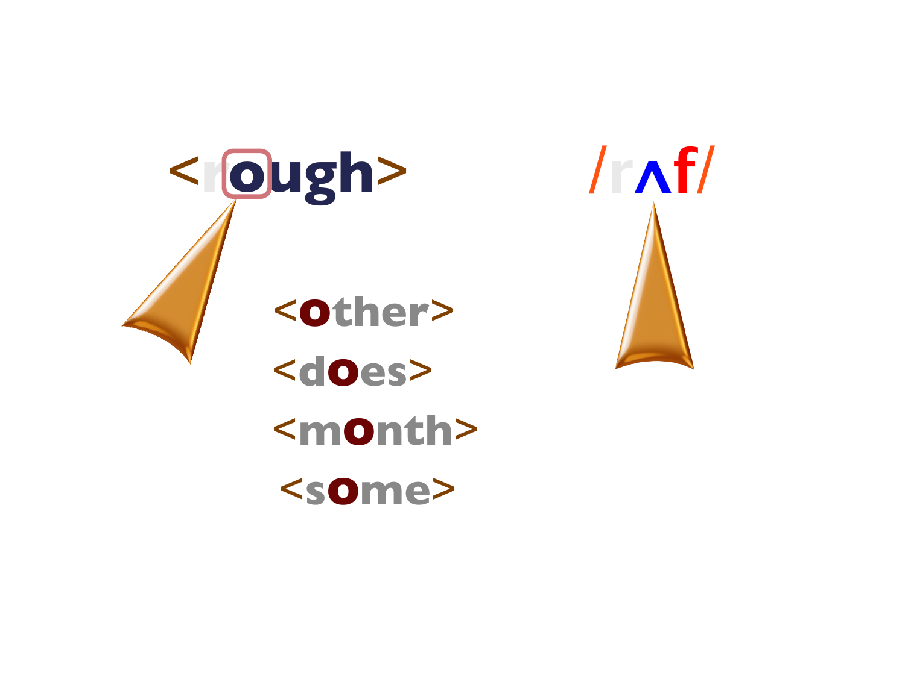<rough> /rʌf/

<other>

<does>

<month>

<some>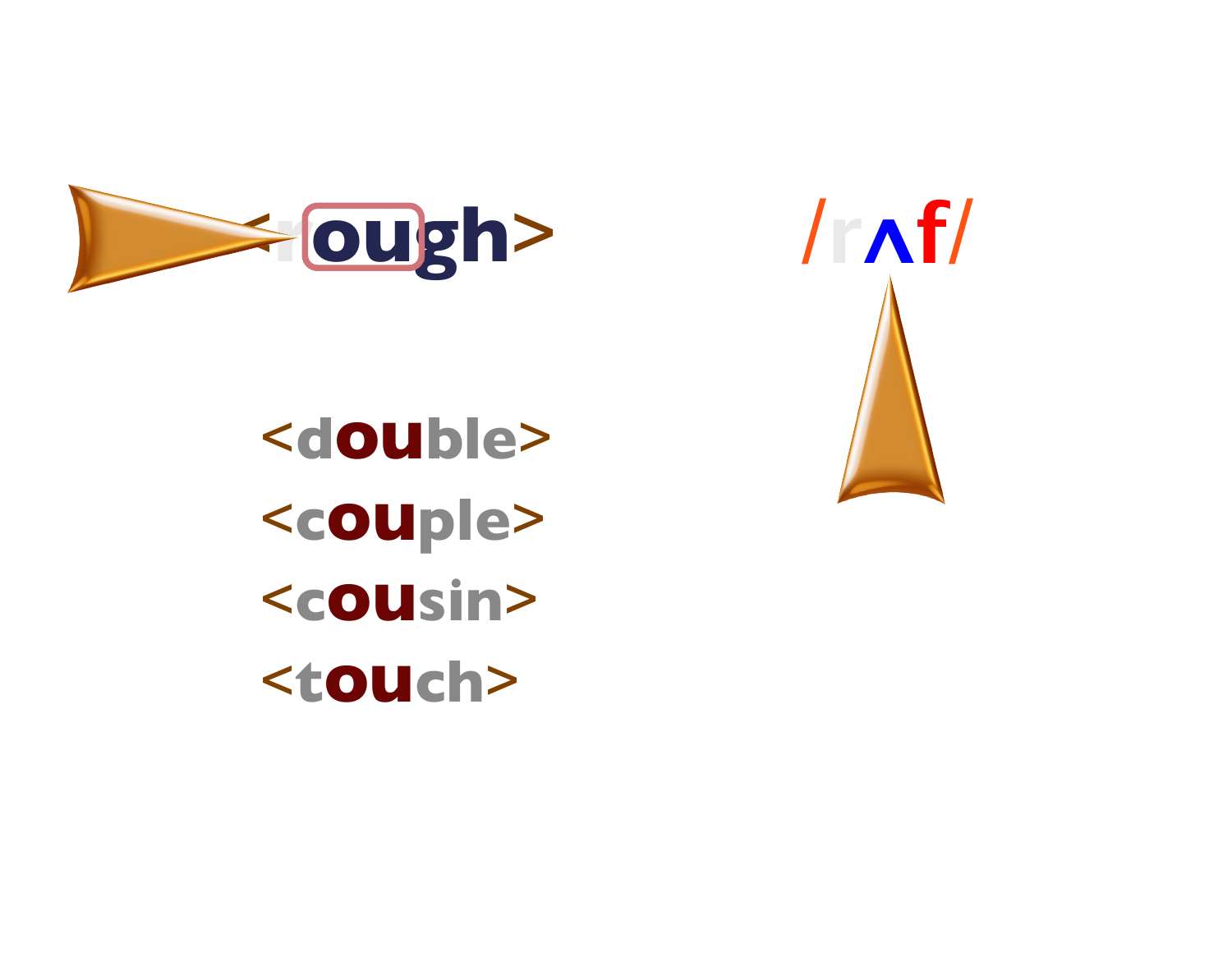<rough> /rʌf/

<double>

<couple>

<cousin>

<touch>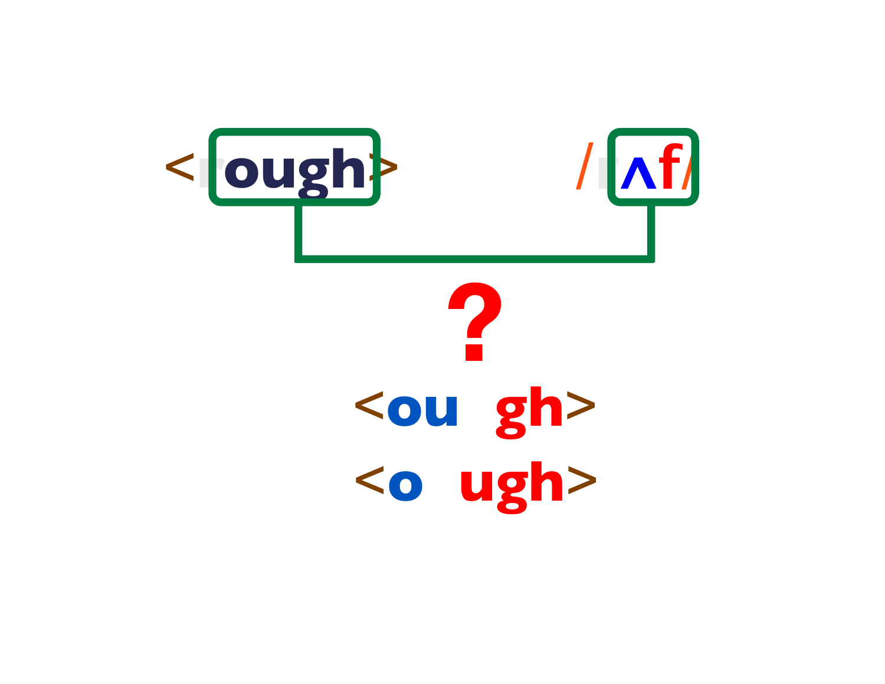<rough> /rʌf/

?

<ou gh>

<o ugh>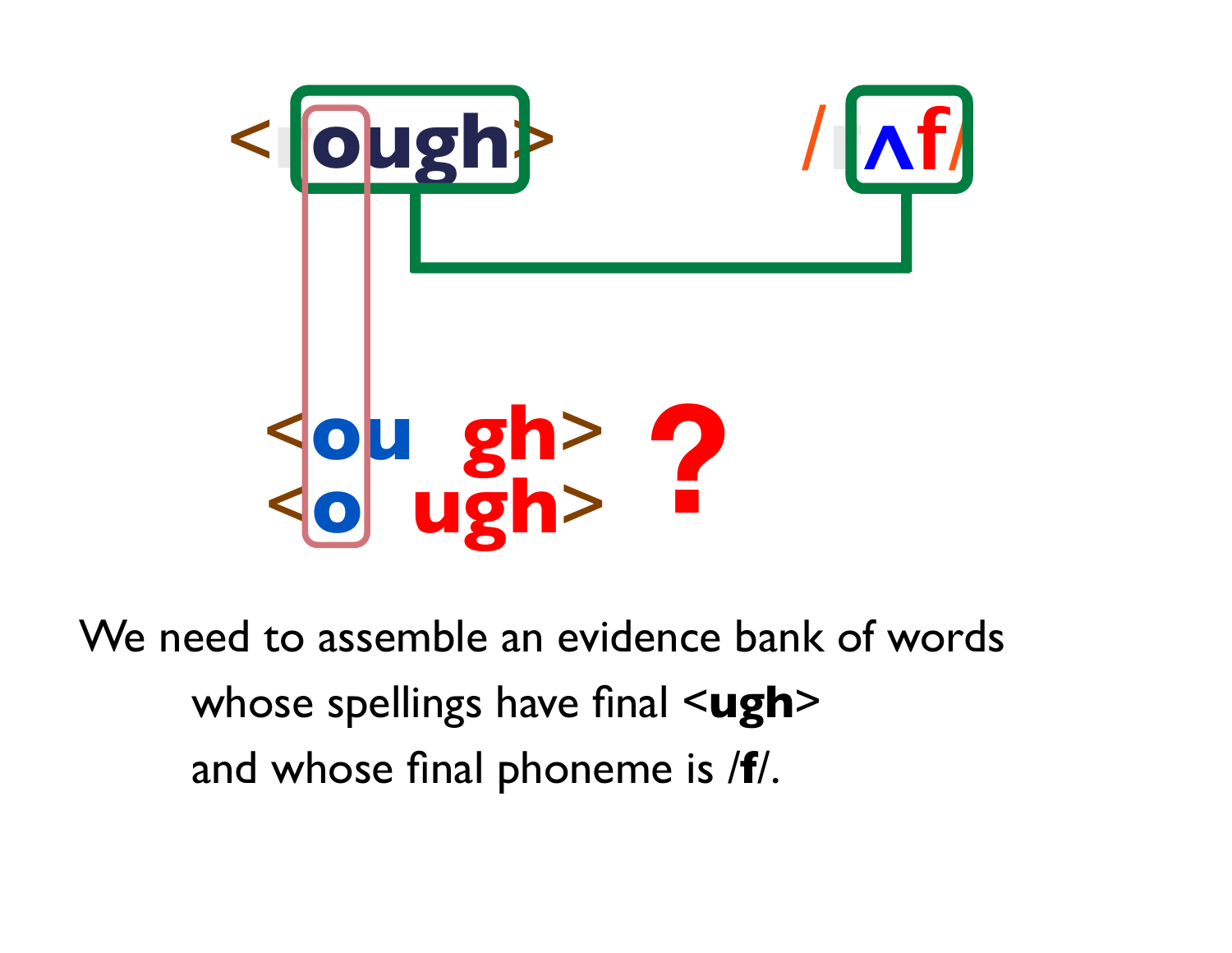<rough> /rʌf/

<ou gh> ?

<o ugh>

We need to assemble an evidence bank of words

whose spellings have final <**ugh**>

and whose final phoneme is /**f**/.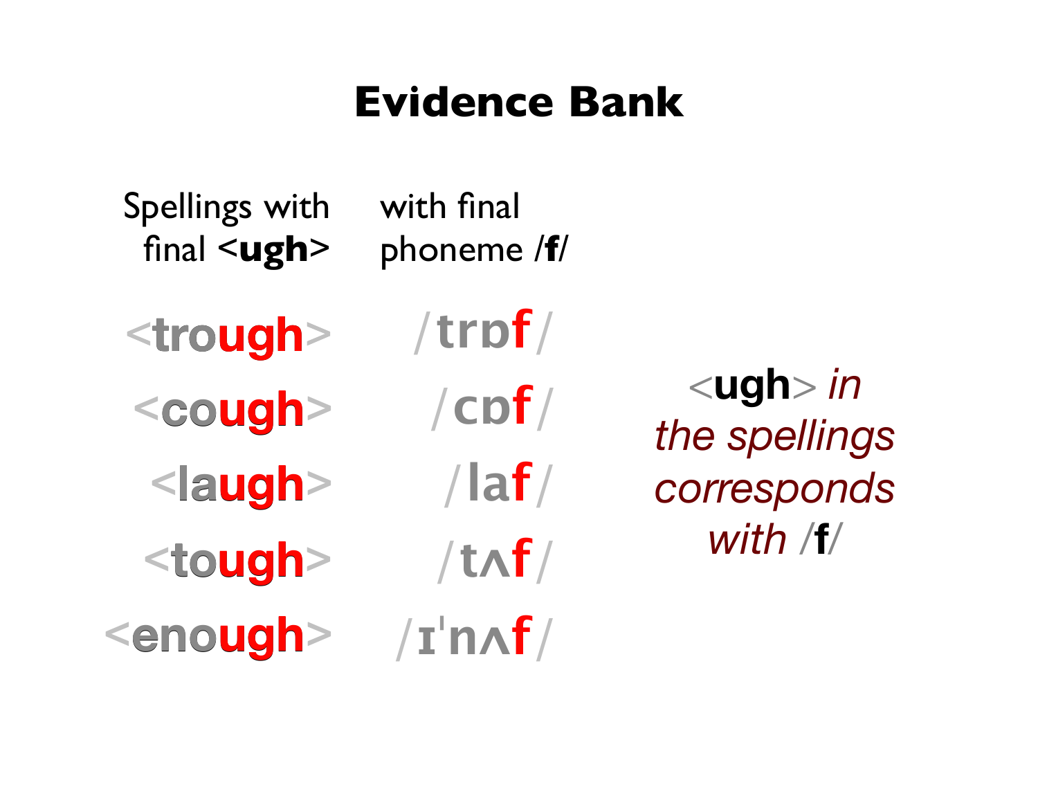# Evidence Bank

| Spellings with final **<ugh>** | with final phoneme /**f**/ |
| --- | --- |
| <trough> | /trɒf/ |
| <cough> | /cɒf/ |
| <laugh> | /laf/ |
| <tough> | /tʌf/ |
| <enough> | /ɪˈnʌf/ |

<**ugh**> *in the spellings corresponds with* /**f**/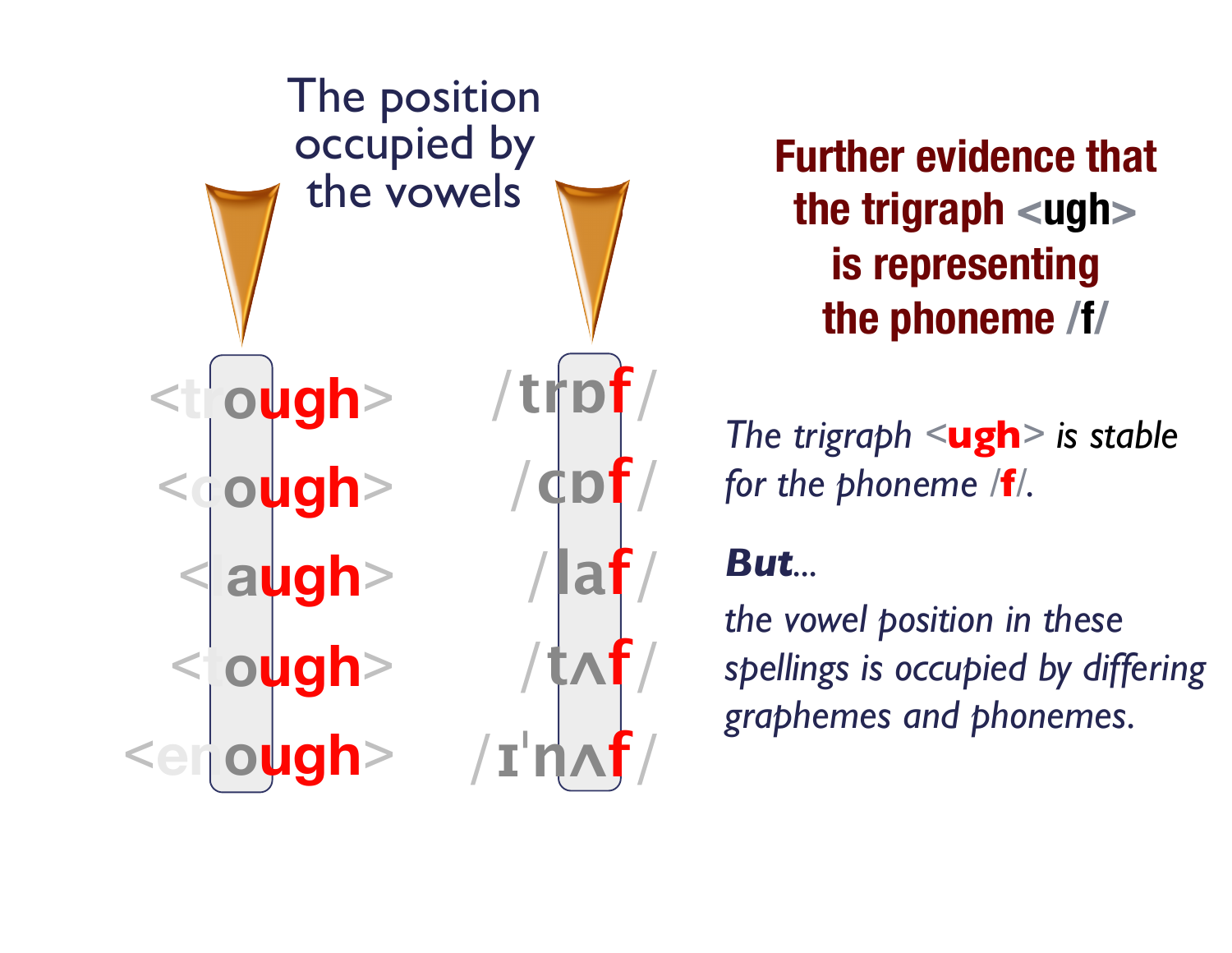The position occupied by the vowels

| Spelling | Pronunciation |
| --- | --- |
| <trough> | /trɒf/ |
| <cough> | /cɒf/ |
| <laugh> | /laf/ |
| <tough> | /tʌf/ |
| <enough> | /ɪˈnʌf/ |

## Further evidence that the trigraph <ugh> is representing the phoneme /f/

*The trigraph <ugh> is stable for the phoneme /f/.*

***But...***

*the vowel position in these spellings is occupied by differing graphemes and phonemes.*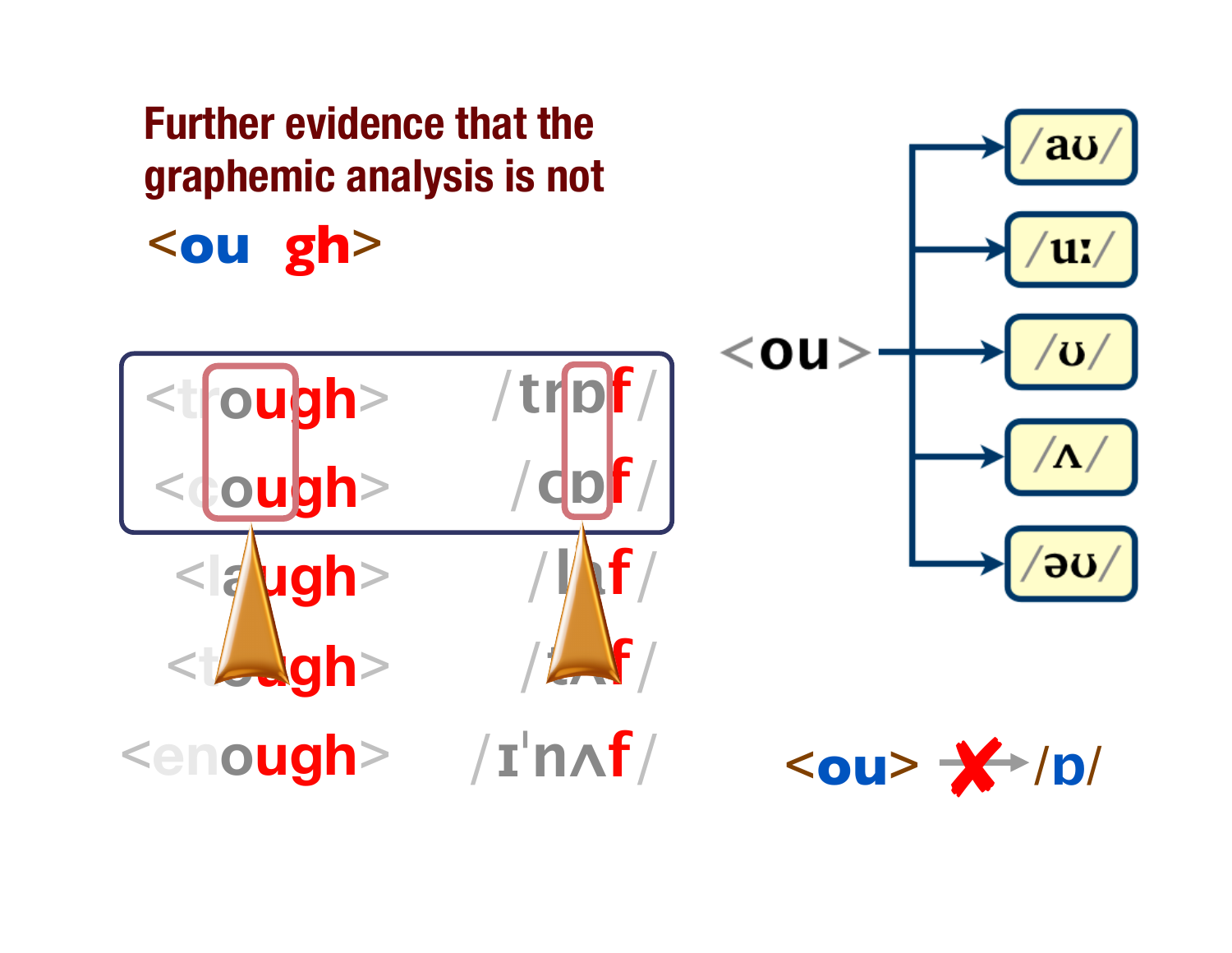## Further evidence that the graphemic analysis is not

<ou gh>

| | |
|---|---|
| <trough> | /trɒf/ |
| <cough> | /cɒf/ |
| <laugh> | /lɑf/ |
| <tough> | /tʌf/ |
| <enough> | /ɪˈnʌf/ |

<ou> → /aʊ/, /uː/, /ʊ/, /ʌ/, /əʊ/

<ou> ✗→ /ɒ/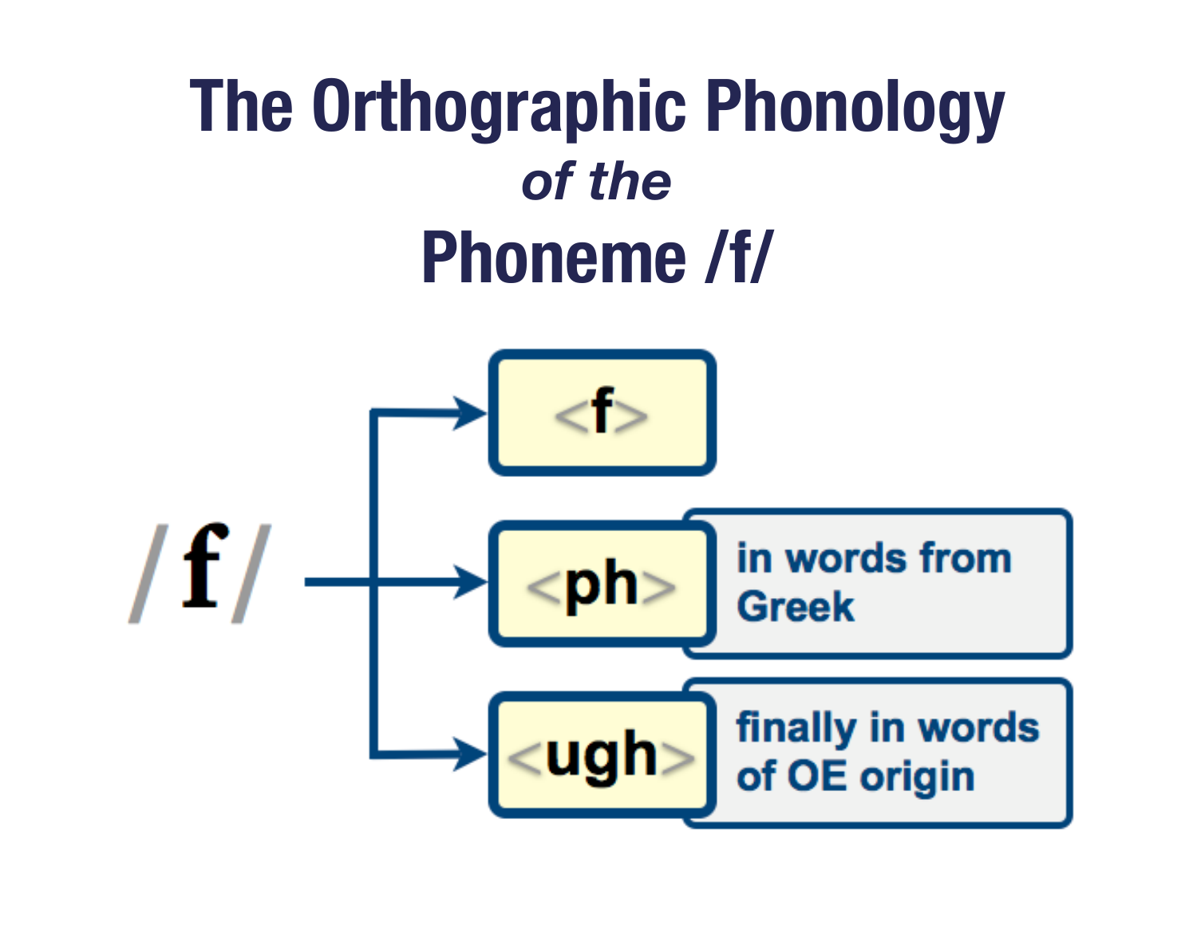# The Orthographic Phonology

*of the*

# Phoneme /f/

/f/ →

- <f>
- <ph> — in words from Greek
- <ugh> — finally in words of OE origin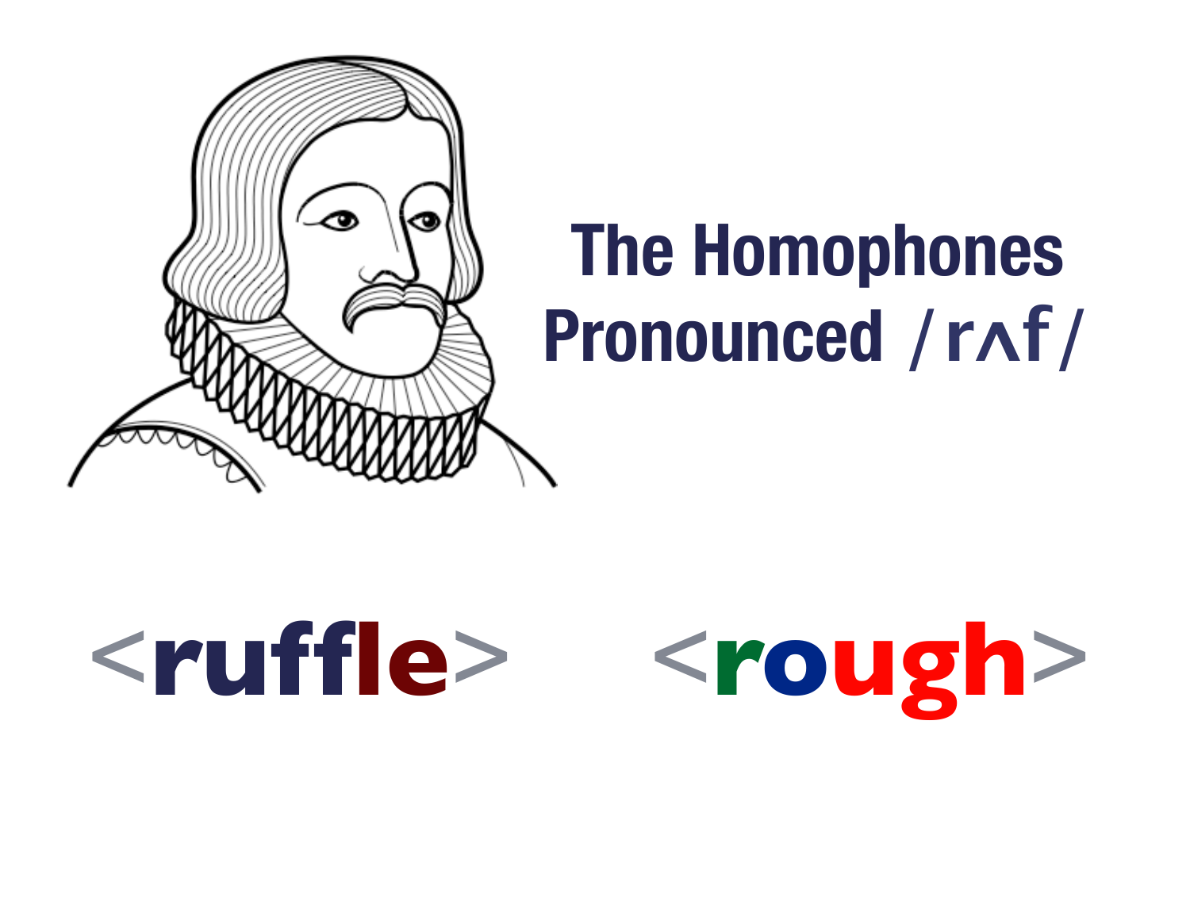# The Homophones Pronounced /rʌf/

**<ruffle>** **<rough>**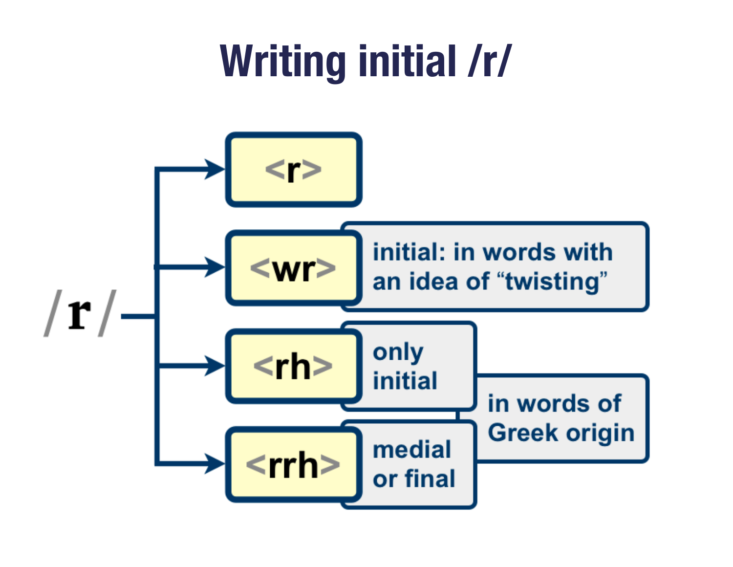# Writing initial /r/

/r/

- <r>
- <wr> — initial: in words with an idea of "twisting"
- <rh> — only initial — in words of Greek origin
- <rrh> — medial or final — in words of Greek origin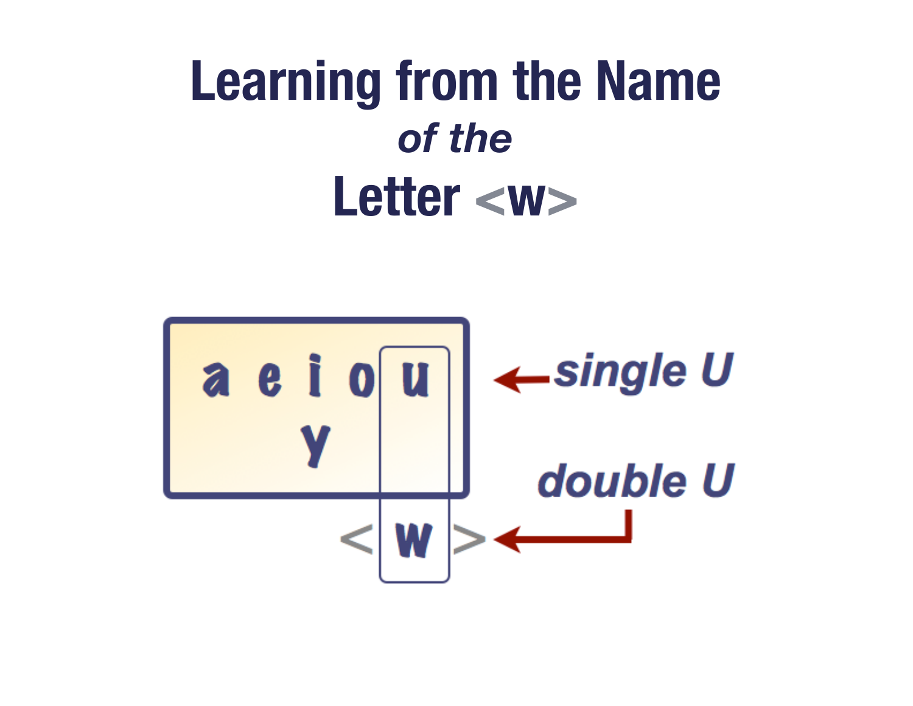# Learning from the Name *of the* Letter <w>

a e i o u

y

<w>

*single U*

*double U*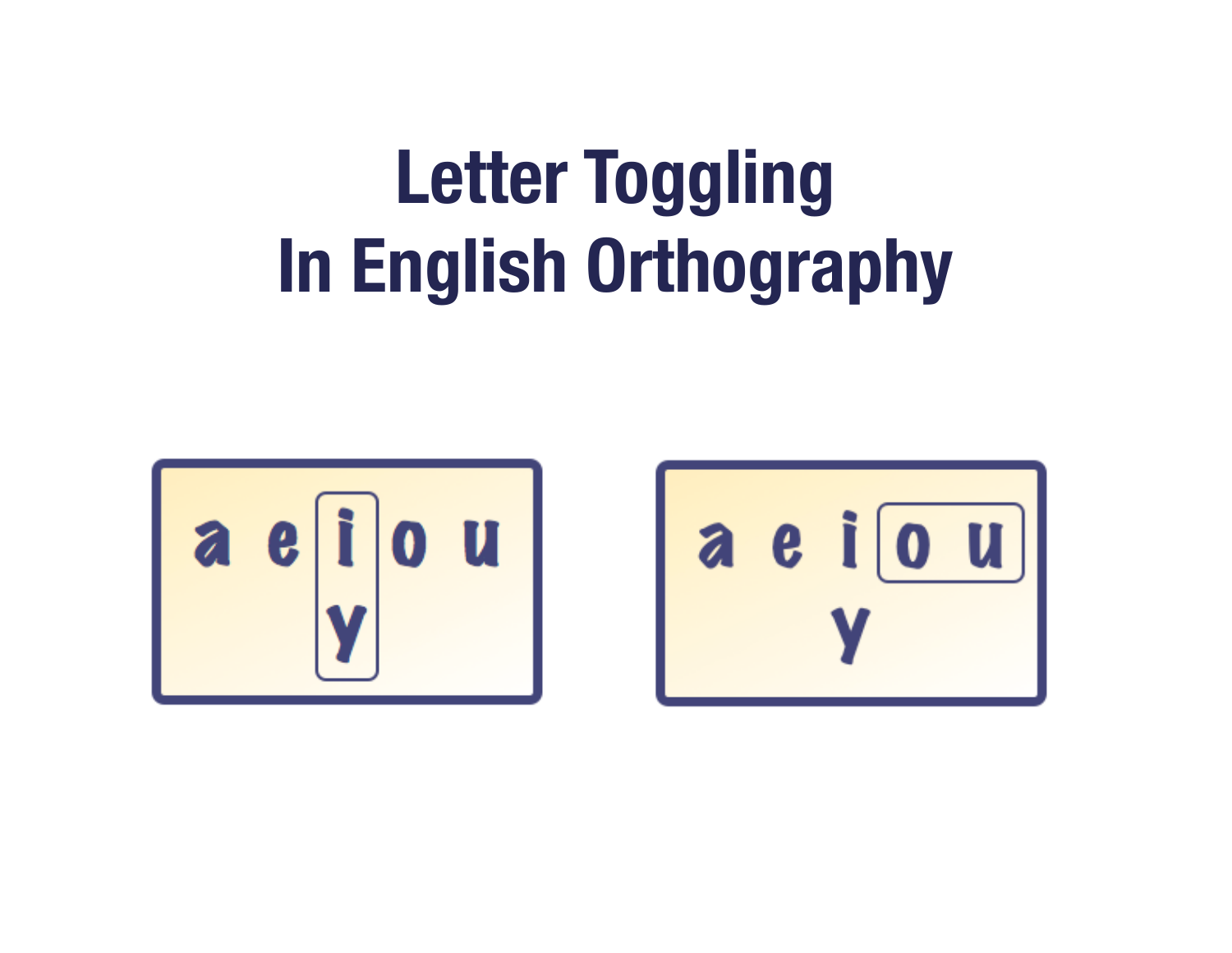# Letter Toggling In English Orthography

a e i o u
y

a e i o u
y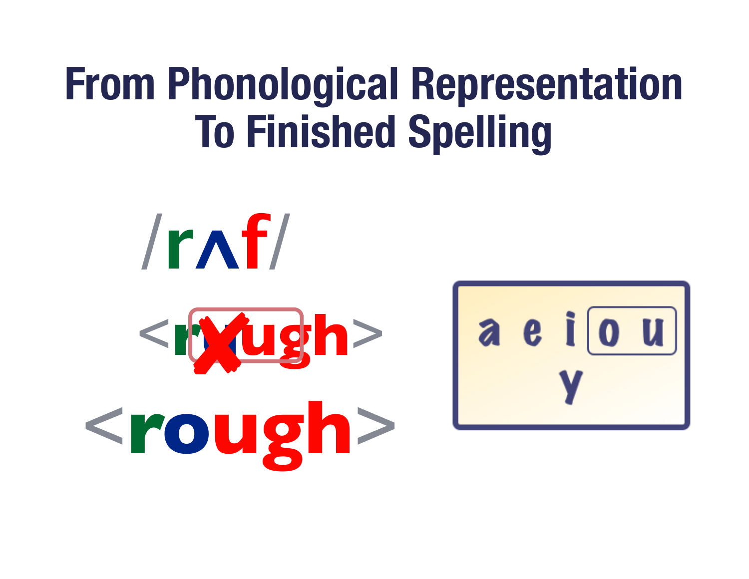# From Phonological Representation To Finished Spelling

/rʌf/

<ugh> (crossed out)

<rough>

a e i o u

y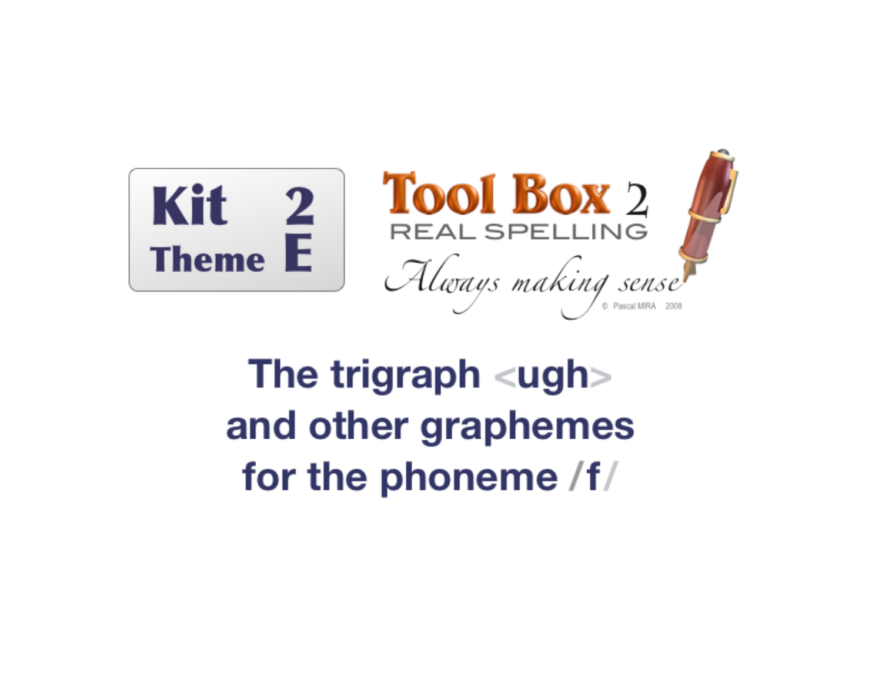Kit 2

Theme E

Tool Box 2

REAL SPELLING

*Always making sense*

© Pascal MIRA 2008

# The trigraph <ugh> and other graphemes for the phoneme /f/